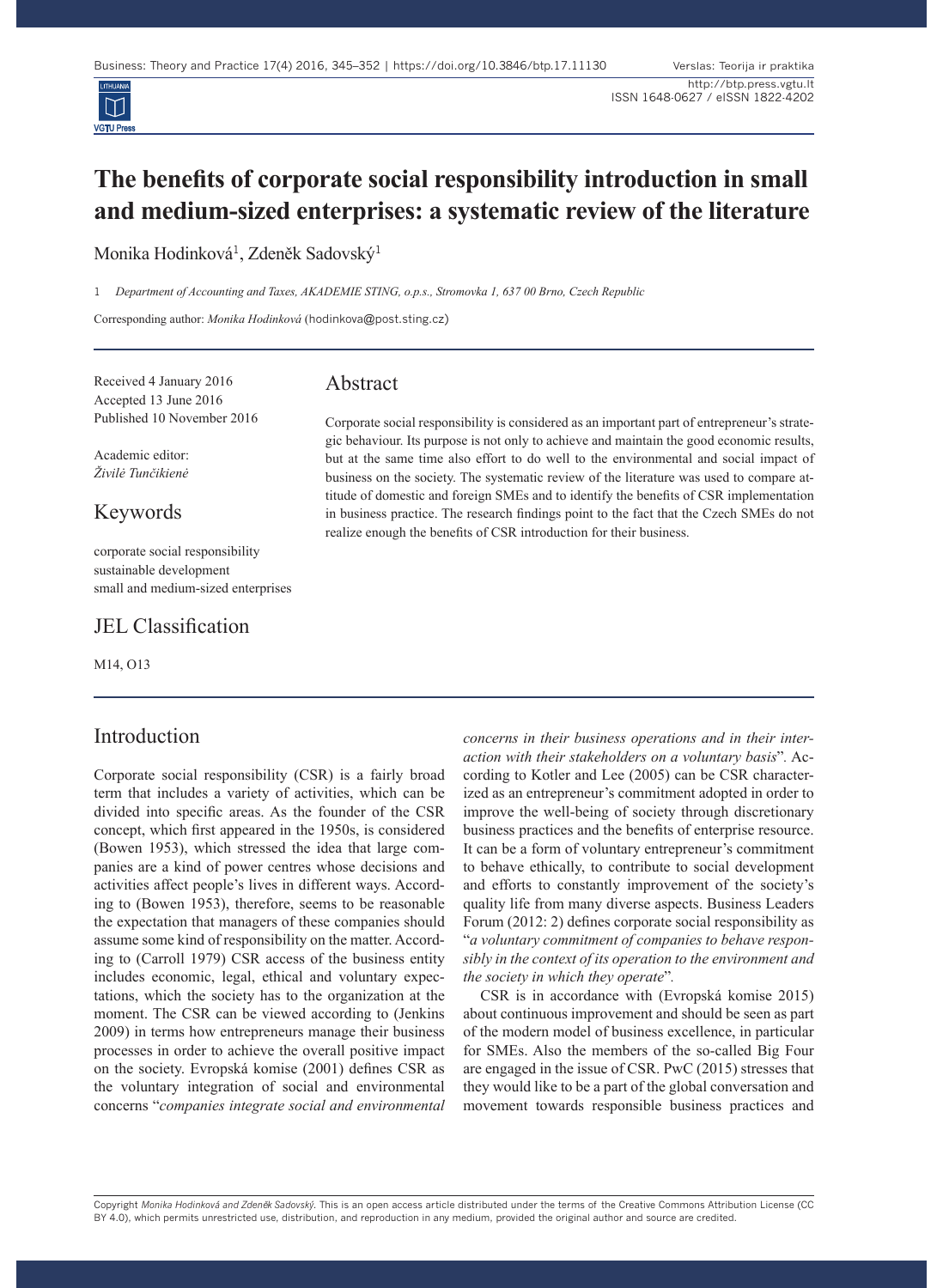# The benefits of corporate social responsibility introduction in small and medium-sized enterprises: a systematic review of the literature

Monika Hodinková[1], Zdeněk Sadovský[1]

1 *Department of Accounting and Taxes, AKADEMIE STING, o.p.s., Stromovka 1, 637 00 Brno, Czech Republic*

Corresponding author: *Monika Hodinková* (hodinkova@post.sting.cz)

Received 4 January 2016
Accepted 13 June 2016
Published 10 November 2016

Academic editor:
*Živilė Tunčikienė*

## Keywords

corporate social responsibility
sustainable development
small and medium-sized enterprises

## JEL Classification

M14, O13

## Abstract

Corporate social responsibility is considered as an important part of entrepreneur's strategic behaviour. Its purpose is not only to achieve and maintain the good economic results, but at the same time also effort to do well to the environmental and social impact of business on the society. The systematic review of the literature was used to compare attitude of domestic and foreign SMEs and to identify the benefits of CSR implementation in business practice. The research findings point to the fact that the Czech SMEs do not realize enough the benefits of CSR introduction for their business.

## Introduction

Corporate social responsibility (CSR) is a fairly broad term that includes a variety of activities, which can be divided into specific areas. As the founder of the CSR concept, which first appeared in the 1950s, is considered (Bowen 1953), which stressed the idea that large companies are a kind of power centres whose decisions and activities affect people's lives in different ways. According to (Bowen 1953), therefore, seems to be reasonable the expectation that managers of these companies should assume some kind of responsibility on the matter. According to (Carroll 1979) CSR access of the business entity includes economic, legal, ethical and voluntary expectations, which the society has to the organization at the moment. The CSR can be viewed according to (Jenkins 2009) in terms how entrepreneurs manage their business processes in order to achieve the overall positive impact on the society. Evropská komise (2001) defines CSR as the voluntary integration of social and environmental concerns "*companies integrate social and environmental concerns in their business operations and in their interaction with their stakeholders on a voluntary basis*". According to Kotler and Lee (2005) can be CSR characterized as an entrepreneur's commitment adopted in order to improve the well-being of society through discretionary business practices and the benefits of enterprise resource. It can be a form of voluntary entrepreneur's commitment to behave ethically, to contribute to social development and efforts to constantly improvement of the society's quality life from many diverse aspects. Business Leaders Forum (2012: 2) defines corporate social responsibility as "*a voluntary commitment of companies to behave responsibly in the context of its operation to the environment and the society in which they operate*".

CSR is in accordance with (Evropská komise 2015) about continuous improvement and should be seen as part of the modern model of business excellence, in particular for SMEs. Also the members of the so-called Big Four are engaged in the issue of CSR. PwC (2015) stresses that they would like to be a part of the global conversation and movement towards responsible business practices and

Copyright *Monika Hodinková and Zdeněk Sadovský*. This is an open access article distributed under the terms of the Creative Commons Attribution License (CC BY 4.0), which permits unrestricted use, distribution, and reproduction in any medium, provided the original author and source are credited.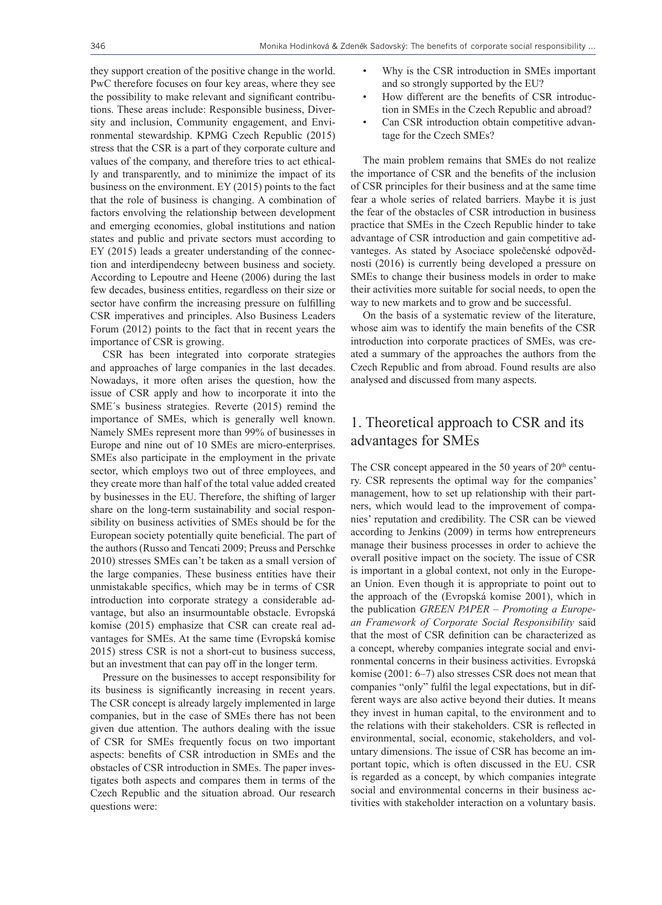they support creation of the positive change in the world. PwC therefore focuses on four key areas, where they see the possibility to make relevant and significant contributions. These areas include: Responsible business, Diversity and inclusion, Community engagement, and Environmental stewardship. KPMG Czech Republic (2015) stress that the CSR is a part of they corporate culture and values of the company, and therefore tries to act ethically and transparently, and to minimize the impact of its business on the environment. EY (2015) points to the fact that the role of business is changing. A combination of factors envolving the relationship between development and emerging economies, global institutions and nation states and public and private sectors must according to EY (2015) leads a greater understanding of the connection and interdipendecny between business and society. According to Lepoutre and Heene (2006) during the last few decades, business entities, regardless on their size or sector have confirm the increasing pressure on fulfilling CSR imperatives and principles. Also Business Leaders Forum (2012) points to the fact that in recent years the importance of CSR is growing.

CSR has been integrated into corporate strategies and approaches of large companies in the last decades. Nowadays, it more often arises the question, how the issue of CSR apply and how to incorporate it into the SME´s business strategies. Reverte (2015) remind the importance of SMEs, which is generally well known. Namely SMEs represent more than 99% of businesses in Europe and nine out of 10 SMEs are micro-enterprises. SMEs also participate in the employment in the private sector, which employs two out of three employees, and they create more than half of the total value added created by businesses in the EU. Therefore, the shifting of larger share on the long-term sustainability and social responsibility on business activities of SMEs should be for the European society potentially quite beneficial. The part of the authors (Russo and Tencati 2009; Preuss and Perschke 2010) stresses SMEs can't be taken as a small version of the large companies. These business entities have their unmistakable specifics, which may be in terms of CSR introduction into corporate strategy a considerable advantage, but also an insurmountable obstacle. Evropská komise (2015) emphasize that CSR can create real advantages for SMEs. At the same time (Evropská komise 2015) stress CSR is not a short-cut to business success, but an investment that can pay off in the longer term.

Pressure on the businesses to accept responsibility for its business is significantly increasing in recent years. The CSR concept is already largely implemented in large companies, but in the case of SMEs there has not been given due attention. The authors dealing with the issue of CSR for SMEs frequently focus on two important aspects: benefits of CSR introduction in SMEs and the obstacles of CSR introduction in SMEs. The paper investigates both aspects and compares them in terms of the Czech Republic and the situation abroad. Our research questions were:

- Why is the CSR introduction in SMEs important and so strongly supported by the EU?
- How different are the benefits of CSR introduction in SMEs in the Czech Republic and abroad?
- Can CSR introduction obtain competitive advantage for the Czech SMEs?

The main problem remains that SMEs do not realize the importance of CSR and the benefits of the inclusion of CSR principles for their business and at the same time fear a whole series of related barriers. Maybe it is just the fear of the obstacles of CSR introduction in business practice that SMEs in the Czech Republic hinder to take advantage of CSR introduction and gain competitive advanteges. As stated by Asociace společenské odpovědnosti (2016) is currently being developed a pressure on SMEs to change their business models in order to make their activities more suitable for social needs, to open the way to new markets and to grow and be successful.

On the basis of a systematic review of the literature, whose aim was to identify the main benefits of the CSR introduction into corporate practices of SMEs, was created a summary of the approaches the authors from the Czech Republic and from abroad. Found results are also analysed and discussed from many aspects.

## 1. Theoretical approach to CSR and its advantages for SMEs

The CSR concept appeared in the 50 years of 20th century. CSR represents the optimal way for the companies' management, how to set up relationship with their partners, which would lead to the improvement of companies' reputation and credibility. The CSR can be viewed according to Jenkins (2009) in terms how entrepreneurs manage their business processes in order to achieve the overall positive impact on the society. The issue of CSR is important in a global context, not only in the European Union. Even though it is appropriate to point out to the approach of the (Evropská komise 2001), which in the publication *GREEN PAPER – Promoting a European Framework of Corporate Social Responsibility* said that the most of CSR definition can be characterized as a concept, whereby companies integrate social and environmental concerns in their business activities. Evropská komise (2001: 6–7) also stresses CSR does not mean that companies "only" fulfil the legal expectations, but in different ways are also active beyond their duties. It means they invest in human capital, to the environment and to the relations with their stakeholders. CSR is reflected in environmental, social, economic, stakeholders, and voluntary dimensions. The issue of CSR has become an important topic, which is often discussed in the EU. CSR is regarded as a concept, by which companies integrate social and environmental concerns in their business activities with stakeholder interaction on a voluntary basis.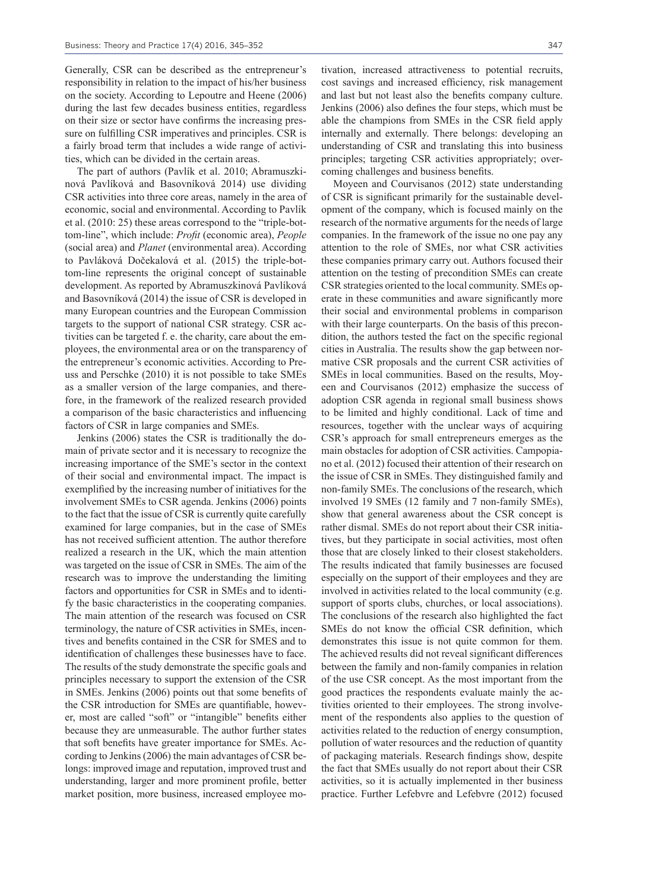Generally, CSR can be described as the entrepreneur's responsibility in relation to the impact of his/her business on the society. According to Lepoutre and Heene (2006) during the last few decades business entities, regardless on their size or sector have confirms the increasing pressure on fulfilling CSR imperatives and principles. CSR is a fairly broad term that includes a wide range of activities, which can be divided in the certain areas.

The part of authors (Pavlík et al. 2010; Abramuszkinová Pavlíková and Basovníková 2014) use dividing CSR activities into three core areas, namely in the area of economic, social and environmental. According to Pavlík et al. (2010: 25) these areas correspond to the "triple-bottom-line", which include: *Profit* (economic area), *People* (social area) and *Planet* (environmental area). According to Pavláková Dočekalová et al. (2015) the triple-bottom-line represents the original concept of sustainable development. As reported by Abramuszkinová Pavlíková and Basovníková (2014) the issue of CSR is developed in many European countries and the European Commission targets to the support of national CSR strategy. CSR activities can be targeted f. e. the charity, care about the employees, the environmental area or on the transparency of the entrepreneur's economic activities. According to Preuss and Perschke (2010) it is not possible to take SMEs as a smaller version of the large companies, and therefore, in the framework of the realized research provided a comparison of the basic characteristics and influencing factors of CSR in large companies and SMEs.

Jenkins (2006) states the CSR is traditionally the domain of private sector and it is necessary to recognize the increasing importance of the SME's sector in the context of their social and environmental impact. The impact is exemplified by the increasing number of initiatives for the involvement SMEs to CSR agenda. Jenkins (2006) points to the fact that the issue of CSR is currently quite carefully examined for large companies, but in the case of SMEs has not received sufficient attention. The author therefore realized a research in the UK, which the main attention was targeted on the issue of CSR in SMEs. The aim of the research was to improve the understanding the limiting factors and opportunities for CSR in SMEs and to identify the basic characteristics in the cooperating companies. The main attention of the research was focused on CSR terminology, the nature of CSR activities in SMEs, incentives and benefits contained in the CSR for SMES and to identification of challenges these businesses have to face. The results of the study demonstrate the specific goals and principles necessary to support the extension of the CSR in SMEs. Jenkins (2006) points out that some benefits of the CSR introduction for SMEs are quantifiable, however, most are called "soft" or "intangible" benefits either because they are unmeasurable. The author further states that soft benefits have greater importance for SMEs. According to Jenkins (2006) the main advantages of CSR belongs: improved image and reputation, improved trust and understanding, larger and more prominent profile, better market position, more business, increased employee motivation, increased attractiveness to potential recruits, cost savings and increased efficiency, risk management and last but not least also the benefits company culture. Jenkins (2006) also defines the four steps, which must be able the champions from SMEs in the CSR field apply internally and externally. There belongs: developing an understanding of CSR and translating this into business principles; targeting CSR activities appropriately; overcoming challenges and business benefits.

Moyeen and Courvisanos (2012) state understanding of CSR is significant primarily for the sustainable development of the company, which is focused mainly on the research of the normative arguments for the needs of large companies. In the framework of the issue no one pay any attention to the role of SMEs, nor what CSR activities these companies primary carry out. Authors focused their attention on the testing of precondition SMEs can create CSR strategies oriented to the local community. SMEs operate in these communities and aware significantly more their social and environmental problems in comparison with their large counterparts. On the basis of this precondition, the authors tested the fact on the specific regional cities in Australia. The results show the gap between normative CSR proposals and the current CSR activities of SMEs in local communities. Based on the results, Moyeen and Courvisanos (2012) emphasize the success of adoption CSR agenda in regional small business shows to be limited and highly conditional. Lack of time and resources, together with the unclear ways of acquiring CSR's approach for small entrepreneurs emerges as the main obstacles for adoption of CSR activities. Campopiano et al. (2012) focused their attention of their research on the issue of CSR in SMEs. They distinguished family and non-family SMEs. The conclusions of the research, which involved 19 SMEs (12 family and 7 non-family SMEs), show that general awareness about the CSR concept is rather dismal. SMEs do not report about their CSR initiatives, but they participate in social activities, most often those that are closely linked to their closest stakeholders. The results indicated that family businesses are focused especially on the support of their employees and they are involved in activities related to the local community (e.g. support of sports clubs, churches, or local associations). The conclusions of the research also highlighted the fact SMEs do not know the official CSR definition, which demonstrates this issue is not quite common for them. The achieved results did not reveal significant differences between the family and non-family companies in relation of the use CSR concept. As the most important from the good practices the respondents evaluate mainly the activities oriented to their employees. The strong involvement of the respondents also applies to the question of activities related to the reduction of energy consumption, pollution of water resources and the reduction of quantity of packaging materials. Research findings show, despite the fact that SMEs usually do not report about their CSR activities, so it is actually implemented in ther business practice. Further Lefebvre and Lefebvre (2012) focused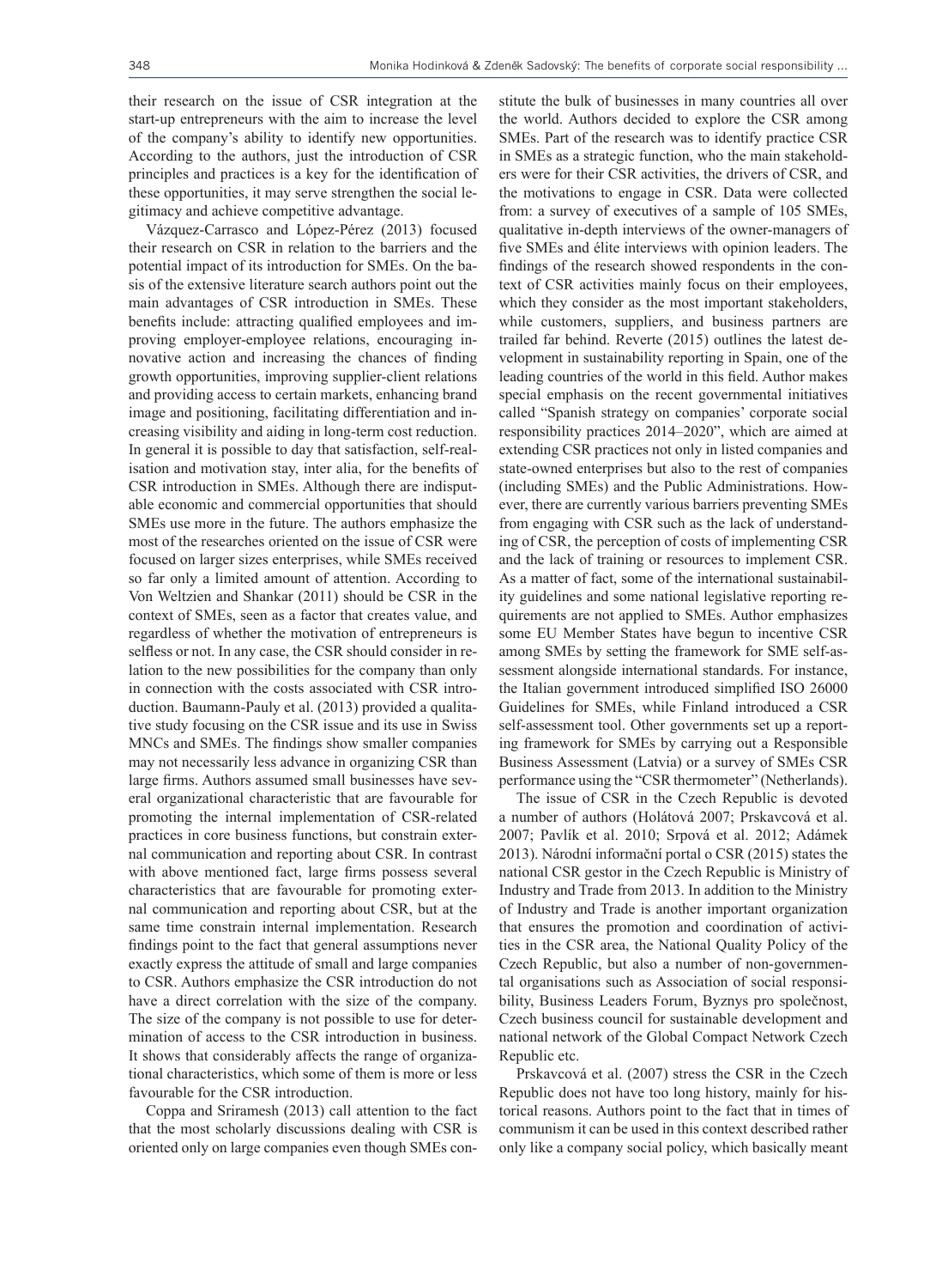their research on the issue of CSR integration at the start-up entrepreneurs with the aim to increase the level of the company's ability to identify new opportunities. According to the authors, just the introduction of CSR principles and practices is a key for the identification of these opportunities, it may serve strengthen the social legitimacy and achieve competitive advantage.

Vázquez-Carrasco and López-Pérez (2013) focused their research on CSR in relation to the barriers and the potential impact of its introduction for SMEs. On the basis of the extensive literature search authors point out the main advantages of CSR introduction in SMEs. These benefits include: attracting qualified employees and improving employer-employee relations, encouraging innovative action and increasing the chances of finding growth opportunities, improving supplier-client relations and providing access to certain markets, enhancing brand image and positioning, facilitating differentiation and increasing visibility and aiding in long-term cost reduction. In general it is possible to day that satisfaction, self-realisation and motivation stay, inter alia, for the benefits of CSR introduction in SMEs. Although there are indisputable economic and commercial opportunities that should SMEs use more in the future. The authors emphasize the most of the researches oriented on the issue of CSR were focused on larger sizes enterprises, while SMEs received so far only a limited amount of attention. According to Von Weltzien and Shankar (2011) should be CSR in the context of SMEs, seen as a factor that creates value, and regardless of whether the motivation of entrepreneurs is selfless or not. In any case, the CSR should consider in relation to the new possibilities for the company than only in connection with the costs associated with CSR introduction. Baumann-Pauly et al. (2013) provided a qualitative study focusing on the CSR issue and its use in Swiss MNCs and SMEs. The findings show smaller companies may not necessarily less advance in organizing CSR than large firms. Authors assumed small businesses have several organizational characteristic that are favourable for promoting the internal implementation of CSR-related practices in core business functions, but constrain external communication and reporting about CSR. In contrast with above mentioned fact, large firms possess several characteristics that are favourable for promoting external communication and reporting about CSR, but at the same time constrain internal implementation. Research findings point to the fact that general assumptions never exactly express the attitude of small and large companies to CSR. Authors emphasize the CSR introduction do not have a direct correlation with the size of the company. The size of the company is not possible to use for determination of access to the CSR introduction in business. It shows that considerably affects the range of organizational characteristics, which some of them is more or less favourable for the CSR introduction.

Coppa and Sriramesh (2013) call attention to the fact that the most scholarly discussions dealing with CSR is oriented only on large companies even though SMEs constitute the bulk of businesses in many countries all over the world. Authors decided to explore the CSR among SMEs. Part of the research was to identify practice CSR in SMEs as a strategic function, who the main stakeholders were for their CSR activities, the drivers of CSR, and the motivations to engage in CSR. Data were collected from: a survey of executives of a sample of 105 SMEs, qualitative in-depth interviews of the owner-managers of five SMEs and élite interviews with opinion leaders. The findings of the research showed respondents in the context of CSR activities mainly focus on their employees, which they consider as the most important stakeholders, while customers, suppliers, and business partners are trailed far behind. Reverte (2015) outlines the latest development in sustainability reporting in Spain, one of the leading countries of the world in this field. Author makes special emphasis on the recent governmental initiatives called "Spanish strategy on companies' corporate social responsibility practices 2014–2020", which are aimed at extending CSR practices not only in listed companies and state-owned enterprises but also to the rest of companies (including SMEs) and the Public Administrations. However, there are currently various barriers preventing SMEs from engaging with CSR such as the lack of understanding of CSR, the perception of costs of implementing CSR and the lack of training or resources to implement CSR. As a matter of fact, some of the international sustainability guidelines and some national legislative reporting requirements are not applied to SMEs. Author emphasizes some EU Member States have begun to incentive CSR among SMEs by setting the framework for SME self-assessment alongside international standards. For instance, the Italian government introduced simplified ISO 26000 Guidelines for SMEs, while Finland introduced a CSR self-assessment tool. Other governments set up a reporting framework for SMEs by carrying out a Responsible Business Assessment (Latvia) or a survey of SMEs CSR performance using the "CSR thermometer" (Netherlands).

The issue of CSR in the Czech Republic is devoted a number of authors (Holátová 2007; Prskavcová et al. 2007; Pavlík et al. 2010; Srpová et al. 2012; Adámek 2013). Národní informační portal o CSR (2015) states the national CSR gestor in the Czech Republic is Ministry of Industry and Trade from 2013. In addition to the Ministry of Industry and Trade is another important organization that ensures the promotion and coordination of activities in the CSR area, the National Quality Policy of the Czech Republic, but also a number of non-governmental organisations such as Association of social responsibility, Business Leaders Forum, Byznys pro společnost, Czech business council for sustainable development and national network of the Global Compact Network Czech Republic etc.

Prskavcová et al. (2007) stress the CSR in the Czech Republic does not have too long history, mainly for historical reasons. Authors point to the fact that in times of communism it can be used in this context described rather only like a company social policy, which basically meant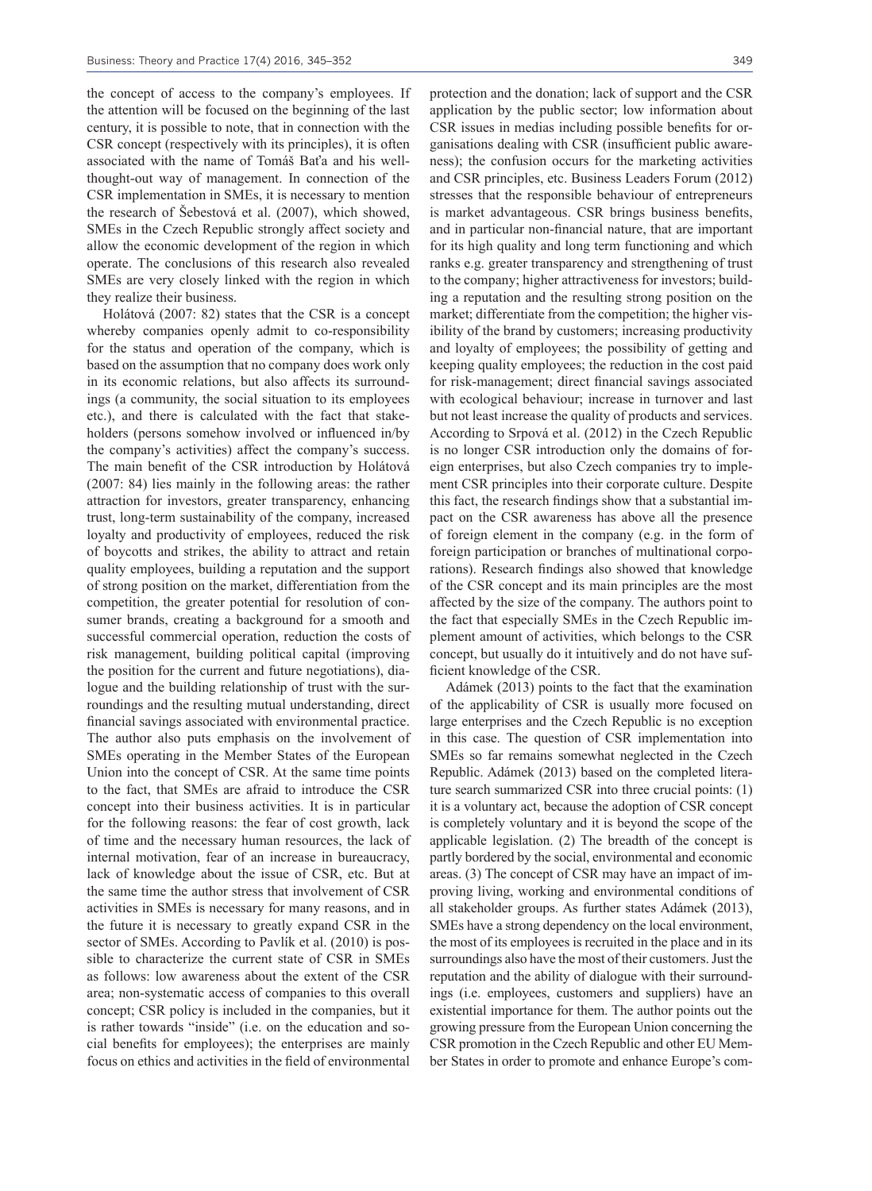the concept of access to the company's employees. If the attention will be focused on the beginning of the last century, it is possible to note, that in connection with the CSR concept (respectively with its principles), it is often associated with the name of Tomáš Baťa and his well-thought-out way of management. In connection of the CSR implementation in SMEs, it is necessary to mention the research of Šebestová et al. (2007), which showed, SMEs in the Czech Republic strongly affect society and allow the economic development of the region in which operate. The conclusions of this research also revealed SMEs are very closely linked with the region in which they realize their business.

Holátová (2007: 82) states that the CSR is a concept whereby companies openly admit to co-responsibility for the status and operation of the company, which is based on the assumption that no company does work only in its economic relations, but also affects its surroundings (a community, the social situation to its employees etc.), and there is calculated with the fact that stakeholders (persons somehow involved or influenced in/by the company's activities) affect the company's success. The main benefit of the CSR introduction by Holátová (2007: 84) lies mainly in the following areas: the rather attraction for investors, greater transparency, enhancing trust, long-term sustainability of the company, increased loyalty and productivity of employees, reduced the risk of boycotts and strikes, the ability to attract and retain quality employees, building a reputation and the support of strong position on the market, differentiation from the competition, the greater potential for resolution of consumer brands, creating a background for a smooth and successful commercial operation, reduction the costs of risk management, building political capital (improving the position for the current and future negotiations), dialogue and the building relationship of trust with the surroundings and the resulting mutual understanding, direct financial savings associated with environmental practice. The author also puts emphasis on the involvement of SMEs operating in the Member States of the European Union into the concept of CSR. At the same time points to the fact, that SMEs are afraid to introduce the CSR concept into their business activities. It is in particular for the following reasons: the fear of cost growth, lack of time and the necessary human resources, the lack of internal motivation, fear of an increase in bureaucracy, lack of knowledge about the issue of CSR, etc. But at the same time the author stress that involvement of CSR activities in SMEs is necessary for many reasons, and in the future it is necessary to greatly expand CSR in the sector of SMEs. According to Pavlík et al. (2010) is possible to characterize the current state of CSR in SMEs as follows: low awareness about the extent of the CSR area; non-systematic access of companies to this overall concept; CSR policy is included in the companies, but it is rather towards "inside" (i.e. on the education and social benefits for employees); the enterprises are mainly focus on ethics and activities in the field of environmental protection and the donation; lack of support and the CSR application by the public sector; low information about CSR issues in medias including possible benefits for organisations dealing with CSR (insufficient public awareness); the confusion occurs for the marketing activities and CSR principles, etc. Business Leaders Forum (2012) stresses that the responsible behaviour of entrepreneurs is market advantageous. CSR brings business benefits, and in particular non-financial nature, that are important for its high quality and long term functioning and which ranks e.g. greater transparency and strengthening of trust to the company; higher attractiveness for investors; building a reputation and the resulting strong position on the market; differentiate from the competition; the higher visibility of the brand by customers; increasing productivity and loyalty of employees; the possibility of getting and keeping quality employees; the reduction in the cost paid for risk-management; direct financial savings associated with ecological behaviour; increase in turnover and last but not least increase the quality of products and services. According to Srpová et al. (2012) in the Czech Republic is no longer CSR introduction only the domains of foreign enterprises, but also Czech companies try to implement CSR principles into their corporate culture. Despite this fact, the research findings show that a substantial impact on the CSR awareness has above all the presence of foreign element in the company (e.g. in the form of foreign participation or branches of multinational corporations). Research findings also showed that knowledge of the CSR concept and its main principles are the most affected by the size of the company. The authors point to the fact that especially SMEs in the Czech Republic implement amount of activities, which belongs to the CSR concept, but usually do it intuitively and do not have sufficient knowledge of the CSR.

Adámek (2013) points to the fact that the examination of the applicability of CSR is usually more focused on large enterprises and the Czech Republic is no exception in this case. The question of CSR implementation into SMEs so far remains somewhat neglected in the Czech Republic. Adámek (2013) based on the completed literature search summarized CSR into three crucial points: (1) it is a voluntary act, because the adoption of CSR concept is completely voluntary and it is beyond the scope of the applicable legislation. (2) The breadth of the concept is partly bordered by the social, environmental and economic areas. (3) The concept of CSR may have an impact of improving living, working and environmental conditions of all stakeholder groups. As further states Adámek (2013), SMEs have a strong dependency on the local environment, the most of its employees is recruited in the place and in its surroundings also have the most of their customers. Just the reputation and the ability of dialogue with their surroundings (i.e. employees, customers and suppliers) have an existential importance for them. The author points out the growing pressure from the European Union concerning the CSR promotion in the Czech Republic and other EU Member States in order to promote and enhance Europe's com-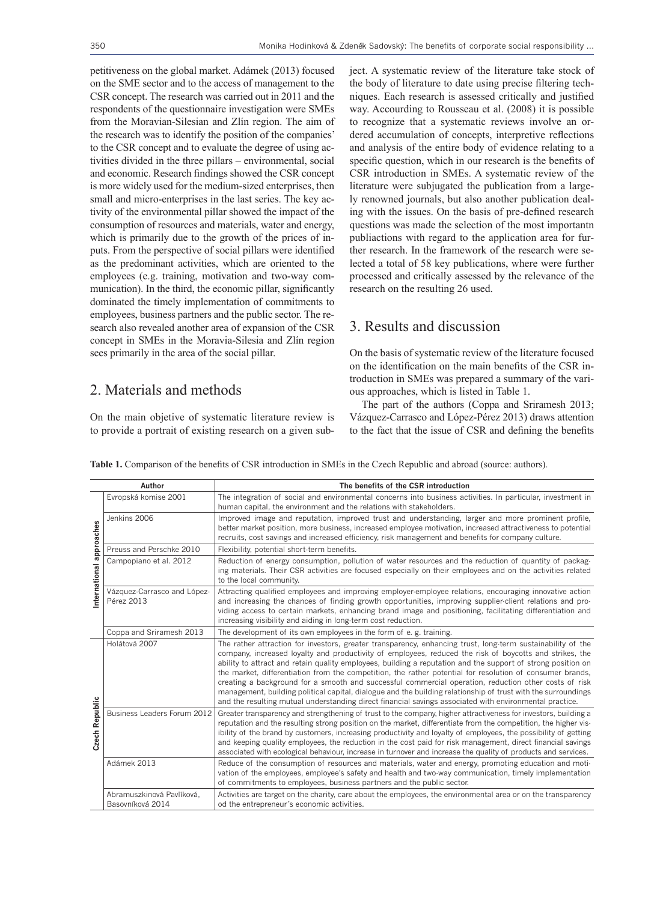petitiveness on the global market. Adámek (2013) focused on the SME sector and to the access of management to the CSR concept. The research was carried out in 2011 and the respondents of the questionnaire investigation were SMEs from the Moravian-Silesian and Zlín region. The aim of the research was to identify the position of the companies' to the CSR concept and to evaluate the degree of using activities divided in the three pillars – environmental, social and economic. Research findings showed the CSR concept is more widely used for the medium-sized enterprises, then small and micro-enterprises in the last series. The key activity of the environmental pillar showed the impact of the consumption of resources and materials, water and energy, which is primarily due to the growth of the prices of inputs. From the perspective of social pillars were identified as the predominant activities, which are oriented to the employees (e.g. training, motivation and two-way communication). In the third, the economic pillar, significantly dominated the timely implementation of commitments to employees, business partners and the public sector. The research also revealed another area of expansion of the CSR concept in SMEs in the Moravia-Silesia and Zlín region sees primarily in the area of the social pillar.

## 2. Materials and methods

On the main objetive of systematic literature review is to provide a portrait of existing research on a given subject. A systematic review of the literature take stock of the body of literature to date using precise filtering techniques. Each research is assessed critically and justified way. Accourding to Rousseau et al. (2008) it is possible to recognize that a systematic reviews involve an ordered accumulation of concepts, interpretive reflections and analysis of the entire body of evidence relating to a specific question, which in our research is the benefits of CSR introduction in SMEs. A systematic review of the literature were subjugated the publication from a largely renowned journals, but also another publication dealing with the issues. On the basis of pre-defined research questions was made the selection of the most importantn publiactions with regard to the application area for further research. In the framework of the research were selected a total of 58 key publications, where were further processed and critically assessed by the relevance of the research on the resulting 26 used.

## 3. Results and discussion

On the basis of systematic review of the literature focused on the identification on the main benefits of the CSR introduction in SMEs was prepared a summary of the various approaches, which is listed in Table 1.

The part of the authors (Coppa and Sriramesh 2013; Vázquez-Carrasco and López-Pérez 2013) draws attention to the fact that the issue of CSR and defining the benefits

**Table 1.** Comparison of the benefits of CSR introduction in SMEs in the Czech Republic and abroad (source: authors).

| | Author | The benefits of the CSR introduction |
|---|---|---|
| International approaches | Evropská komise 2001 | The integration of social and environmental concerns into business activities. In particular, investment in human capital, the environment and the relations with stakeholders. |
| | Jenkins 2006 | Improved image and reputation, improved trust and understanding, larger and more prominent profile, better market position, more business, increased employee motivation, increased attractiveness to potential recruits, cost savings and increased efficiency, risk management and benefits for company culture. |
| | Preuss and Perschke 2010 | Flexibility, potential short-term benefits. |
| | Campopiano et al. 2012 | Reduction of energy consumption, pollution of water resources and the reduction of quantity of packaging materials. Their CSR activities are focused especially on their employees and on the activities related to the local community. |
| | Vázquez-Carrasco and López-Pérez 2013 | Attracting qualified employees and improving employer-employee relations, encouraging innovative action and increasing the chances of finding growth opportunities, improving supplier-client relations and providing access to certain markets, enhancing brand image and positioning, facilitating differentiation and increasing visibility and aiding in long-term cost reduction. |
| | Coppa and Sriramesh 2013 | The development of its own employees in the form of e. g. training. |
| Czech Republic | Holátová 2007 | The rather attraction for investors, greater transparency, enhancing trust, long-term sustainability of the company, increased loyalty and productivity of employees, reduced the risk of boycotts and strikes, the ability to attract and retain quality employees, building a reputation and the support of strong position on the market, differentiation from the competition, the rather potential for resolution of consumer brands, creating a background for a smooth and successful commercial operation, reduction other costs of risk management, building political capital, dialogue and the building relationship of trust with the surroundings and the resulting mutual understanding direct financial savings associated with environmental practice. |
| | Business Leaders Forum 2012 | Greater transparency and strengthening of trust to the company, higher attractiveness for investors, building a reputation and the resulting strong position on the market, differentiate from the competition, the higher visibility of the brand by customers, increasing productivity and loyalty of employees, the possibility of getting and keeping quality employees, the reduction in the cost paid for risk management, direct financial savings associated with ecological behaviour, increase in turnover and increase the quality of products and services. |
| | Adámek 2013 | Reduce of the consumption of resources and materials, water and energy, promoting education and motivation of the employees, employee's safety and health and two-way communication, timely implementation of commitments to employees, business partners and the public sector. |
| | Abramuszkinová Pavlíková, Basovníková 2014 | Activities are target on the charity, care about the employees, the environmental area or on the transparency od the entrepreneur´s economic activities. |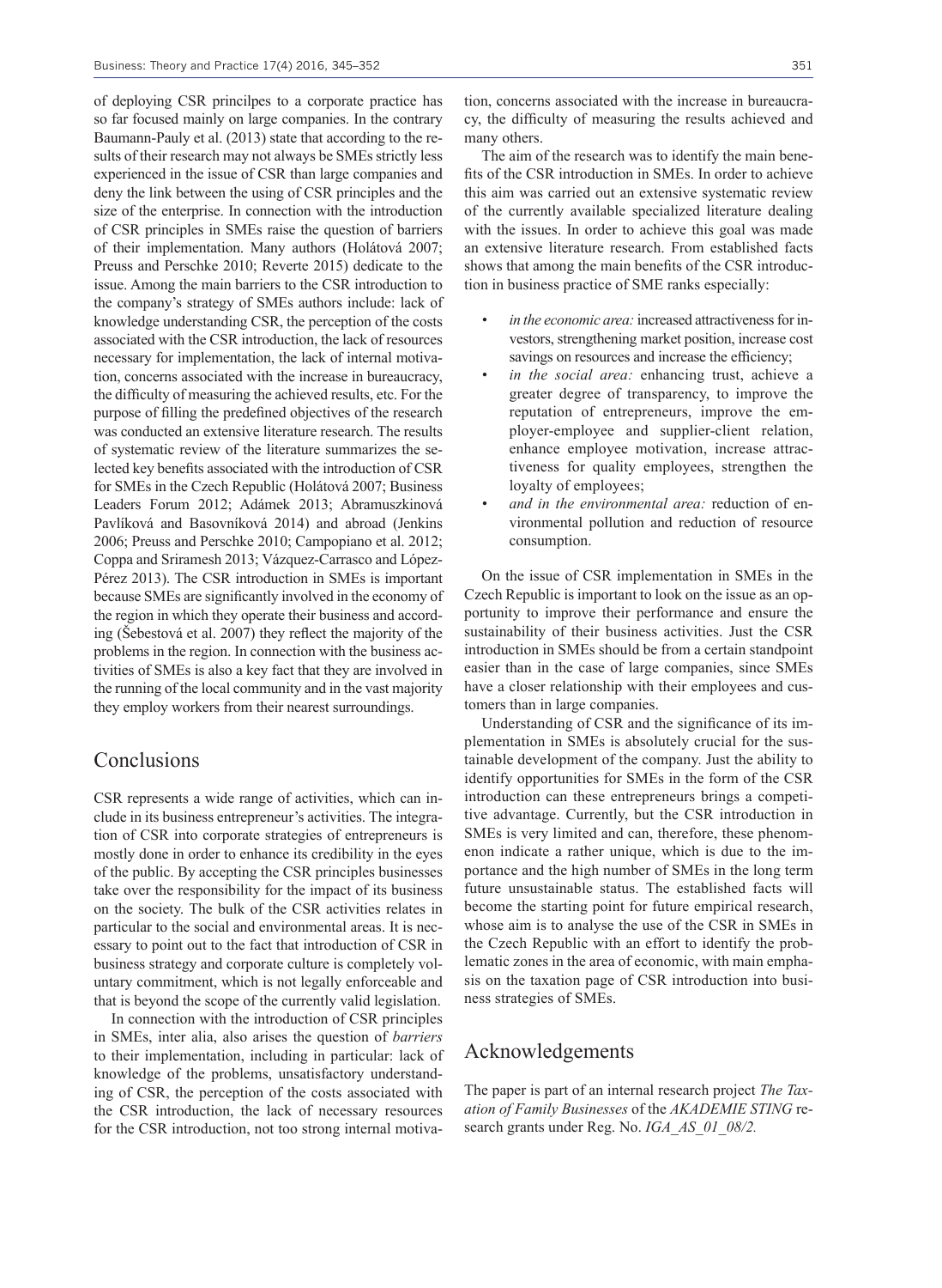of deploying CSR princilpes to a corporate practice has so far focused mainly on large companies. In the contrary Baumann-Pauly et al. (2013) state that according to the results of their research may not always be SMEs strictly less experienced in the issue of CSR than large companies and deny the link between the using of CSR principles and the size of the enterprise. In connection with the introduction of CSR principles in SMEs raise the question of barriers of their implementation. Many authors (Holátová 2007; Preuss and Perschke 2010; Reverte 2015) dedicate to the issue. Among the main barriers to the CSR introduction to the company's strategy of SMEs authors include: lack of knowledge understanding CSR, the perception of the costs associated with the CSR introduction, the lack of resources necessary for implementation, the lack of internal motivation, concerns associated with the increase in bureaucracy, the difficulty of measuring the achieved results, etc. For the purpose of filling the predefined objectives of the research was conducted an extensive literature research. The results of systematic review of the literature summarizes the selected key benefits associated with the introduction of CSR for SMEs in the Czech Republic (Holátová 2007; Business Leaders Forum 2012; Adámek 2013; Abramuszkinová Pavlíková and Basovníková 2014) and abroad (Jenkins 2006; Preuss and Perschke 2010; Campopiano et al. 2012; Coppa and Sriramesh 2013; Vázquez-Carrasco and López-Pérez 2013). The CSR introduction in SMEs is important because SMEs are significantly involved in the economy of the region in which they operate their business and according (Šebestová et al. 2007) they reflect the majority of the problems in the region. In connection with the business activities of SMEs is also a key fact that they are involved in the running of the local community and in the vast majority they employ workers from their nearest surroundings.

## Conclusions

CSR represents a wide range of activities, which can include in its business entrepreneur's activities. The integration of CSR into corporate strategies of entrepreneurs is mostly done in order to enhance its credibility in the eyes of the public. By accepting the CSR principles businesses take over the responsibility for the impact of its business on the society. The bulk of the CSR activities relates in particular to the social and environmental areas. It is necessary to point out to the fact that introduction of CSR in business strategy and corporate culture is completely voluntary commitment, which is not legally enforceable and that is beyond the scope of the currently valid legislation.

In connection with the introduction of CSR principles in SMEs, inter alia, also arises the question of *barriers* to their implementation, including in particular: lack of knowledge of the problems, unsatisfactory understanding of CSR, the perception of the costs associated with the CSR introduction, the lack of necessary resources for the CSR introduction, not too strong internal motivation, concerns associated with the increase in bureaucracy, the difficulty of measuring the results achieved and many others.

The aim of the research was to identify the main benefits of the CSR introduction in SMEs. In order to achieve this aim was carried out an extensive systematic review of the currently available specialized literature dealing with the issues. In order to achieve this goal was made an extensive literature research. From established facts shows that among the main benefits of the CSR introduction in business practice of SME ranks especially:

- *in the economic area:* increased attractiveness for investors, strengthening market position, increase cost savings on resources and increase the efficiency;
- *in the social area:* enhancing trust, achieve a greater degree of transparency, to improve the reputation of entrepreneurs, improve the employer-employee and supplier-client relation, enhance employee motivation, increase attractiveness for quality employees, strengthen the loyalty of employees;
- *and in the environmental area:* reduction of environmental pollution and reduction of resource consumption.

On the issue of CSR implementation in SMEs in the Czech Republic is important to look on the issue as an opportunity to improve their performance and ensure the sustainability of their business activities. Just the CSR introduction in SMEs should be from a certain standpoint easier than in the case of large companies, since SMEs have a closer relationship with their employees and customers than in large companies.

Understanding of CSR and the significance of its implementation in SMEs is absolutely crucial for the sustainable development of the company. Just the ability to identify opportunities for SMEs in the form of the CSR introduction can these entrepreneurs brings a competitive advantage. Currently, but the CSR introduction in SMEs is very limited and can, therefore, these phenomenon indicate a rather unique, which is due to the importance and the high number of SMEs in the long term future unsustainable status. The established facts will become the starting point for future empirical research, whose aim is to analyse the use of the CSR in SMEs in the Czech Republic with an effort to identify the problematic zones in the area of economic, with main emphasis on the taxation page of CSR introduction into business strategies of SMEs.

## Acknowledgements

The paper is part of an internal research project *The Taxation of Family Businesses* of the *AKADEMIE STING* research grants under Reg. No. *IGA_AS_01_08/2.*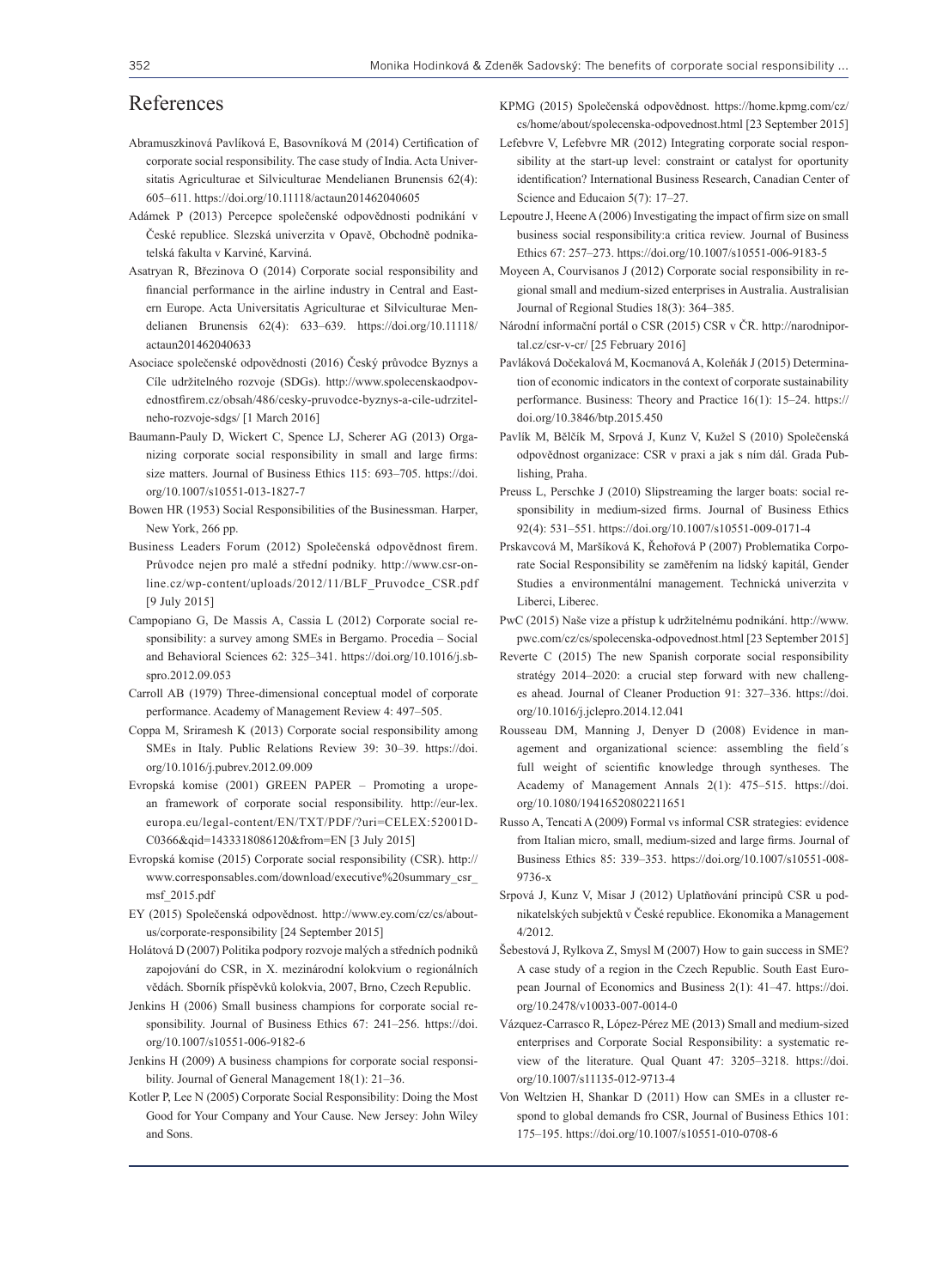# References

Abramuszkinová Pavlíková E, Basovníková M (2014) Certification of corporate social responsibility. The case study of India. Acta Universitatis Agriculturae et Silviculturae Mendelianen Brunensis 62(4): 605–611. https://doi.org/10.11118/actaun201462040605

Adámek P (2013) Percepce společenské odpovědnosti podnikání v České republice. Slezská univerzita v Opavě, Obchodně podnikatelská fakulta v Karviné, Karviná.

Asatryan R, Březinova O (2014) Corporate social responsibility and financial performance in the airline industry in Central and Eastern Europe. Acta Universitatis Agriculturae et Silviculturae Mendelianen Brunensis 62(4): 633–639. https://doi.org/10.11118/actaun201462040633

Asociace společenské odpovědnosti (2016) Český průvodce Byznys a Cíle udržitelného rozvoje (SDGs). http://www.spolecenskaodpovednostfirem.cz/obsah/486/cesky-pruvodce-byznys-a-cile-udrzitelneho-rozvoje-sdgs/ [1 March 2016]

Baumann-Pauly D, Wickert C, Spence LJ, Scherer AG (2013) Organizing corporate social responsibility in small and large firms: size matters. Journal of Business Ethics 115: 693–705. https://doi.org/10.1007/s10551-013-1827-7

Bowen HR (1953) Social Responsibilities of the Businessman. Harper, New York, 266 pp.

Business Leaders Forum (2012) Společenská odpovědnost firem. Průvodce nejen pro malé a střední podniky. http://www.csr-online.cz/wp-content/uploads/2012/11/BLF_Pruvodce_CSR.pdf [9 July 2015]

Campopiano G, De Massis A, Cassia L (2012) Corporate social responsibility: a survey among SMEs in Bergamo. Procedia – Social and Behavioral Sciences 62: 325–341. https://doi.org/10.1016/j.sbspro.2012.09.053

Carroll AB (1979) Three-dimensional conceptual model of corporate performance. Academy of Management Review 4: 497–505.

Coppa M, Sriramesh K (2013) Corporate social responsibility among SMEs in Italy. Public Relations Review 39: 30–39. https://doi.org/10.1016/j.pubrev.2012.09.009

Evropská komise (2001) GREEN PAPER – Promoting a uropean framework of corporate social responsibility. http://eur-lex.europa.eu/legal-content/EN/TXT/PDF/?uri=CELEX:52001DC0366&qid=1433318086120&from=EN [3 July 2015]

Evropská komise (2015) Corporate social responsibility (CSR). http://www.corresponsables.com/download/executive%20summary_csr_msf_2015.pdf

EY (2015) Společenská odpovědnost. http://www.ey.com/cz/cs/aboutus/corporate-responsibility [24 September 2015]

Holátová D (2007) Politika podpory rozvoje malých a středních podniků zapojování do CSR, in X. mezinárodní kolokvium o regionálních vědách. Sborník příspěvků kolokvia, 2007, Brno, Czech Republic.

Jenkins H (2006) Small business champions for corporate social responsibility. Journal of Business Ethics 67: 241–256. https://doi.org/10.1007/s10551-006-9182-6

Jenkins H (2009) A business champions for corporate social responsibility. Journal of General Management 18(1): 21–36.

Kotler P, Lee N (2005) Corporate Social Responsibility: Doing the Most Good for Your Company and Your Cause. New Jersey: John Wiley and Sons.

KPMG (2015) Společenská odpovědnost. https://home.kpmg.com/cz/cs/home/about/spolecenska-odpovednost.html [23 September 2015]

Lefebvre V, Lefebvre MR (2012) Integrating corporate social responsibility at the start-up level: constraint or catalyst for oportunity identification? International Business Research, Canadian Center of Science and Educaion 5(7): 17–27.

Lepoutre J, Heene A (2006) Investigating the impact of firm size on small business social responsibility:a critica review. Journal of Business Ethics 67: 257–273. https://doi.org/10.1007/s10551-006-9183-5

Moyeen A, Courvisanos J (2012) Corporate social responsibility in regional small and medium-sized enterprises in Australia. Australisian Journal of Regional Studies 18(3): 364–385.

Národní informační portál o CSR (2015) CSR v ČR. http://narodniportal.cz/csr-v-cr/ [25 February 2016]

Pavláková Dočekalová M, Kocmanová A, Koleňák J (2015) Determination of economic indicators in the context of corporate sustainability performance. Business: Theory and Practice 16(1): 15–24. https://doi.org/10.3846/btp.2015.450

Pavlík M, Bělčík M, Srpová J, Kunz V, Kužel S (2010) Společenská odpovědnost organizace: CSR v praxi a jak s ním dál. Grada Publishing, Praha.

Preuss L, Perschke J (2010) Slipstreaming the larger boats: social responsibility in medium-sized firms. Journal of Business Ethics 92(4): 531–551. https://doi.org/10.1007/s10551-009-0171-4

Prskavcová M, Maršíková K, Řehořová P (2007) Problematika Corporate Social Responsibility se zaměřením na lidský kapitál, Gender Studies a environmentální management. Technická univerzita v Liberci, Liberec.

PwC (2015) Naše vize a přístup k udržitelnému podnikání. http://www.pwc.com/cz/cs/spolecenska-odpovednost.html [23 September 2015]

Reverte C (2015) The new Spanish corporate social responsibility stratégy 2014–2020: a crucial step forward with new challenges ahead. Journal of Cleaner Production 91: 327–336. https://doi.org/10.1016/j.jclepro.2014.12.041

Rousseau DM, Manning J, Denyer D (2008) Evidence in management and organizational science: assembling the field´s full weight of scientific knowledge through syntheses. The Academy of Management Annals 2(1): 475–515. https://doi.org/10.1080/19416520802211651

Russo A, Tencati A (2009) Formal vs informal CSR strategies: evidence from Italian micro, small, medium-sized and large firms. Journal of Business Ethics 85: 339–353. https://doi.org/10.1007/s10551-008-9736-x

Srpová J, Kunz V, Misar J (2012) Uplatňování principů CSR u podnikatelských subjektů v České republice. Ekonomika a Management 4/2012.

Šebestová J, Rylkova Z, Smysl M (2007) How to gain success in SME? A case study of a region in the Czech Republic. South East European Journal of Economics and Business 2(1): 41–47. https://doi.org/10.2478/v10033-007-0014-0

Vázquez-Carrasco R, López-Pérez ME (2013) Small and medium-sized enterprises and Corporate Social Responsibility: a systematic review of the literature. Qual Quant 47: 3205–3218. https://doi.org/10.1007/s11135-012-9713-4

Von Weltzien H, Shankar D (2011) How can SMEs in a clluster respond to global demands fro CSR, Journal of Business Ethics 101: 175–195. https://doi.org/10.1007/s10551-010-0708-6